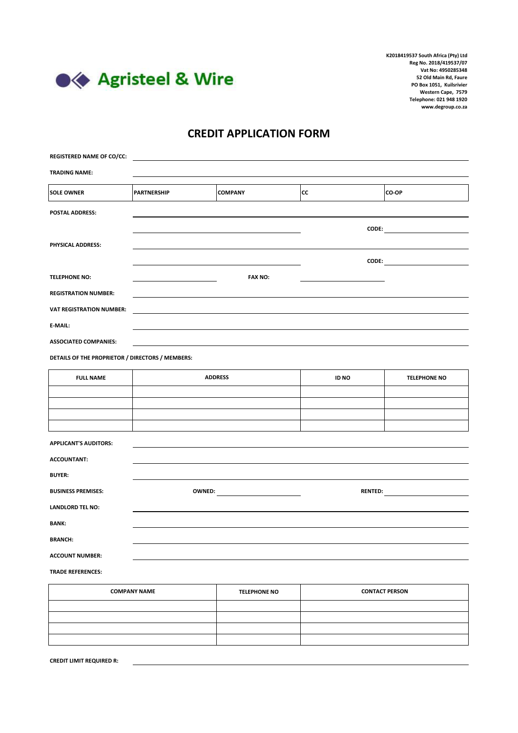Agristeel & Wire

**K2018419537 South Africa (Pty) Ltd**
**Reg No. 2018/419537/07**
**Vat No: 4950285348**
**52 Old Main Rd, Faure**
**PO Box 1051, Kuilsrivier**
**Western Cape, 7579**
**Telephone: 021 948 1920**
**www.degroup.co.za**

# CREDIT APPLICATION FORM

**REGISTERED NAME OF CO/CC:** ______________________________

**TRADING NAME:** ______________________________

| SOLE OWNER | PARTNERSHIP | COMPANY | CC | CO-OP |
|---|---|---|---|---|

**POSTAL ADDRESS:** ______________________________

______________________________ **CODE:** __________

**PHYSICAL ADDRESS:** ______________________________

______________________________ **CODE:** __________

**TELEPHONE NO:** __________ **FAX NO:** __________

**REGISTRATION NUMBER:** ______________________________

**VAT REGISTRATION NUMBER:** ______________________________

**E-MAIL:** ______________________________

**ASSOCIATED COMPANIES:** ______________________________

**DETAILS OF THE PROPRIETOR / DIRECTORS / MEMBERS:**

| FULL NAME | ADDRESS | ID NO | TELEPHONE NO |
|---|---|---|---|
| | | | |
| | | | |
| | | | |
| | | | |

**APPLICANT'S AUDITORS:** ______________________________

**ACCOUNTANT:** ______________________________

**BUYER:** ______________________________

**BUSINESS PREMISES:** **OWNED:** __________ **RENTED:** __________

**LANDLORD TEL NO:** ______________________________

**BANK:** ______________________________

**BRANCH:** ______________________________

**ACCOUNT NUMBER:** ______________________________

**TRADE REFERENCES:**

| COMPANY NAME | TELEPHONE NO | CONTACT PERSON |
|---|---|---|
| | | |
| | | |
| | | |
| | | |

**CREDIT LIMIT REQUIRED R:** ______________________________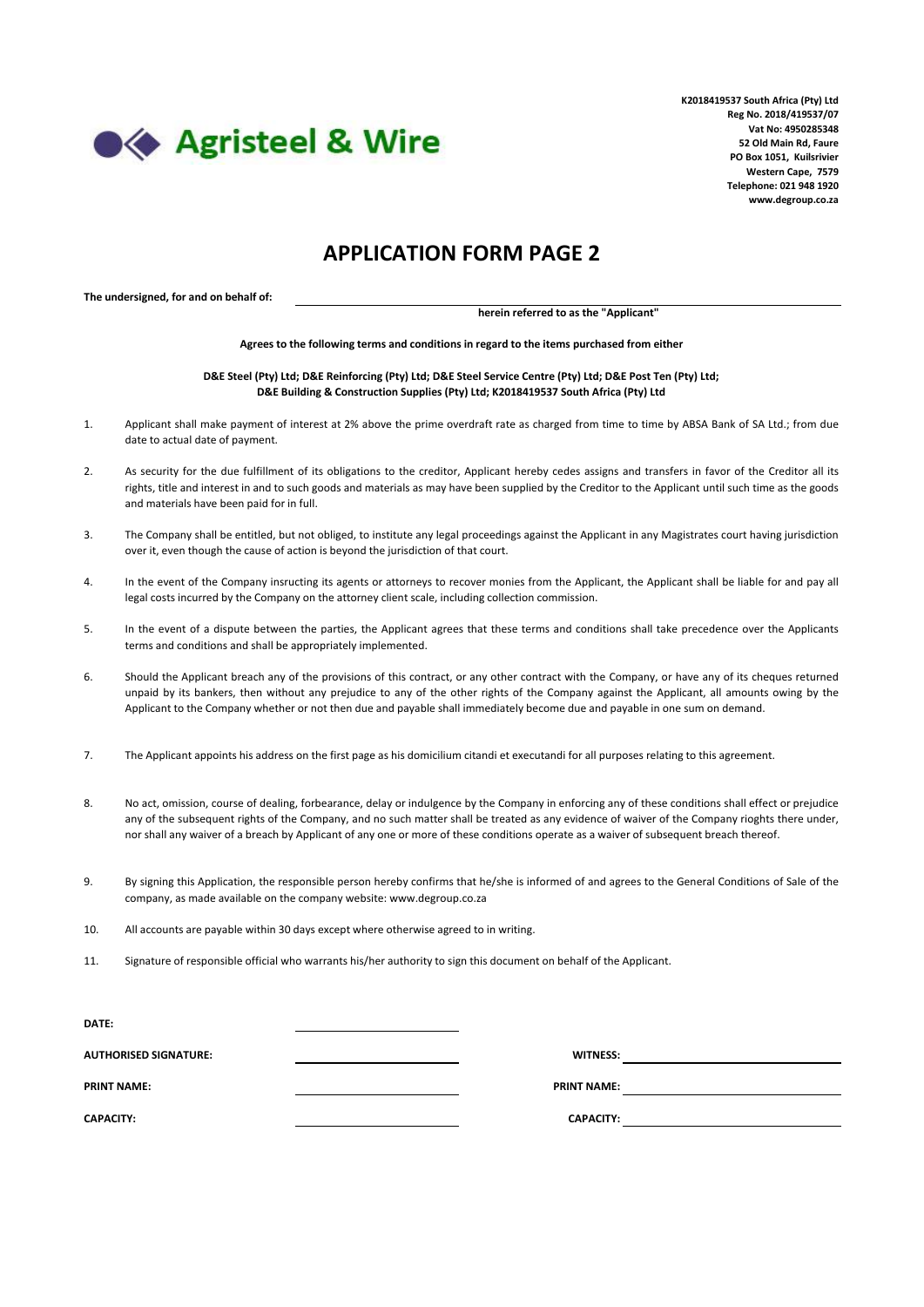Agristeel & Wire

**K2018419537 South Africa (Pty) Ltd**
**Reg No. 2018/419537/07**
**Vat No: 4950285348**
**52 Old Main Rd, Faure**
**PO Box 1051, Kuilsrivier**
**Western Cape, 7579**
**Telephone: 021 948 1920**
**www.degroup.co.za**

# APPLICATION FORM PAGE 2

**The undersigned, for and on behalf of:** ______________________________

**herein referred to as the "Applicant"**

**Agrees to the following terms and conditions in regard to the items purchased from either**

**D&E Steel (Pty) Ltd; D&E Reinforcing (Pty) Ltd; D&E Steel Service Centre (Pty) Ltd; D&E Post Ten (Pty) Ltd; D&E Building & Construction Supplies (Pty) Ltd; K2018419537 South Africa (Pty) Ltd**

1. Applicant shall make payment of interest at 2% above the prime overdraft rate as charged from time to time by ABSA Bank of SA Ltd.; from due date to actual date of payment.
2. As security for the due fulfillment of its obligations to the creditor, Applicant hereby cedes assigns and transfers in favor of the Creditor all its rights, title and interest in and to such goods and materials as may have been supplied by the Creditor to the Applicant until such time as the goods and materials have been paid for in full.
3. The Company shall be entitled, but not obliged, to institute any legal proceedings against the Applicant in any Magistrates court having jurisdiction over it, even though the cause of action is beyond the jurisdiction of that court.
4. In the event of the Company insructing its agents or attorneys to recover monies from the Applicant, the Applicant shall be liable for and pay all legal costs incurred by the Company on the attorney client scale, including collection commission.
5. In the event of a dispute between the parties, the Applicant agrees that these terms and conditions shall take precedence over the Applicants terms and conditions and shall be appropriately implemented.
6. Should the Applicant breach any of the provisions of this contract, or any other contract with the Company, or have any of its cheques returned unpaid by its bankers, then without any prejudice to any of the other rights of the Company against the Applicant, all amounts owing by the Applicant to the Company whether or not then due and payable shall immediately become due and payable in one sum on demand.
7. The Applicant appoints his address on the first page as his domicilium citandi et executandi for all purposes relating to this agreement.
8. No act, omission, course of dealing, forbearance, delay or indulgence by the Company in enforcing any of these conditions shall effect or prejudice any of the subsequent rights of the Company, and no such matter shall be treated as any evidence of waiver of the Company rioghts there under, nor shall any waiver of a breach by Applicant of any one or more of these conditions operate as a waiver of subsequent breach thereof.
9. By signing this Application, the responsible person hereby confirms that he/she is informed of and agrees to the General Conditions of Sale of the company, as made available on the company website: www.degroup.co.za
10. All accounts are payable within 30 days except where otherwise agreed to in writing.
11. Signature of responsible official who warrants his/her authority to sign this document on behalf of the Applicant.

**DATE:** ______________________

**AUTHORISED SIGNATURE:** ______________________ **WITNESS:** ______________________

**PRINT NAME:** ______________________ **PRINT NAME:** ______________________

**CAPACITY:** ______________________ **CAPACITY:** ______________________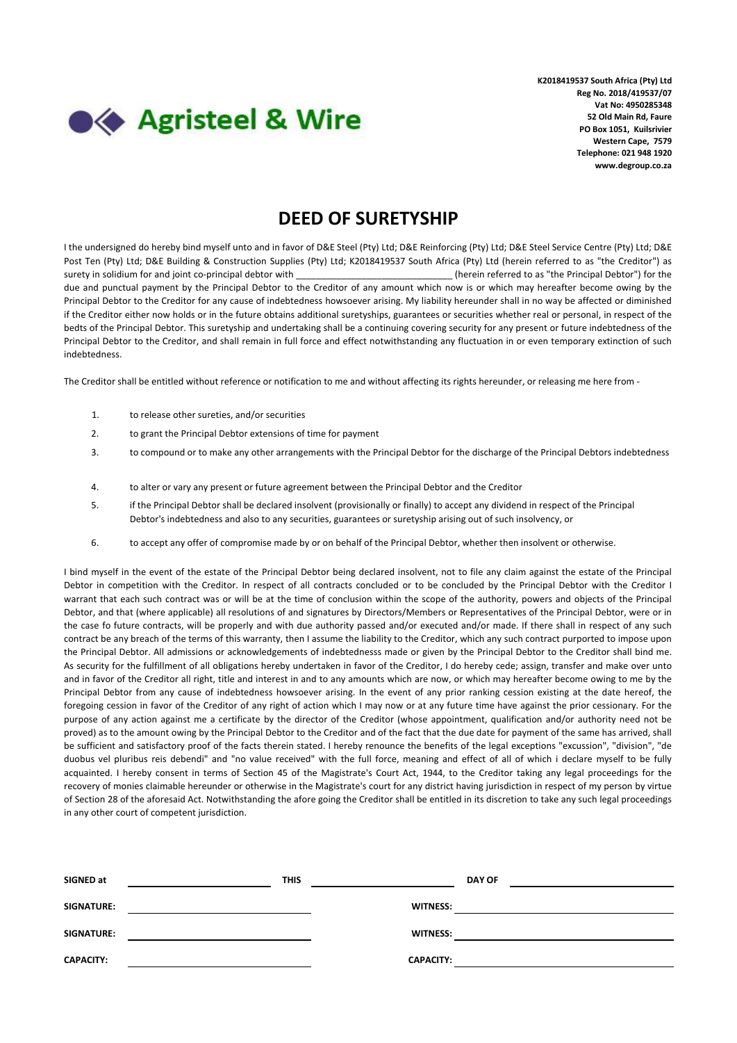**Agristeel & Wire**

**K2018419537 South Africa (Pty) Ltd**
**Reg No. 2018/419537/07**
**Vat No: 4950285348**
**52 Old Main Rd, Faure**
**PO Box 1051, Kuilsrivier**
**Western Cape, 7579**
**Telephone: 021 948 1920**
**www.degroup.co.za**

# DEED OF SURETYSHIP

I the undersigned do hereby bind myself unto and in favor of D&E Steel (Pty) Ltd; D&E Reinforcing (Pty) Ltd; D&E Steel Service Centre (Pty) Ltd; D&E Post Ten (Pty) Ltd; D&E Building & Construction Supplies (Pty) Ltd; K2018419537 South Africa (Pty) Ltd (herein referred to as "the Creditor") as surety in solidium for and joint co-principal debtor with ______________________________ (herein referred to as "the Principal Debtor") for the due and punctual payment by the Principal Debtor to the Creditor of any amount which now is or which may hereafter become owing by the Principal Debtor to the Creditor for any cause of indebtedness howsoever arising. My liability hereunder shall in no way be affected or diminished if the Creditor either now holds or in the future obtains additional suretyships, guarantees or securities whether real or personal, in respect of the bedts of the Principal Debtor. This suretyship and undertaking shall be a continuing covering security for any present or future indebtedness of the Principal Debtor to the Creditor, and shall remain in full force and effect notwithstanding any fluctuation in or even temporary extinction of such indebtedness.

The Creditor shall be entitled without reference or notification to me and without affecting its rights hereunder, or releasing me here from -

1. to release other sureties, and/or securities
2. to grant the Principal Debtor extensions of time for payment
3. to compound or to make any other arrangements with the Principal Debtor for the discharge of the Principal Debtors indebtedness
4. to alter or vary any present or future agreement between the Principal Debtor and the Creditor
5. if the Principal Debtor shall be declared insolvent (provisionally or finally) to accept any dividend in respect of the Principal Debtor's indebtedness and also to any securities, guarantees or suretyship arising out of such insolvency, or
6. to accept any offer of compromise made by or on behalf of the Principal Debtor, whether then insolvent or otherwise.

I bind myself in the event of the estate of the Principal Debtor being declared insolvent, not to file any claim against the estate of the Principal Debtor in competition with the Creditor. In respect of all contracts concluded or to be concluded by the Principal Debtor with the Creditor I warrant that each such contract was or will be at the time of conclusion within the scope of the authority, powers and objects of the Principal Debtor, and that (where applicable) all resolutions of and signatures by Directors/Members or Representatives of the Principal Debtor, were or in the case fo future contracts, will be properly and with due authority passed and/or executed and/or made. If there shall in respect of any such contract be any breach of the terms of this warranty, then I assume the liability to the Creditor, which any such contract purported to impose upon the Principal Debtor. All admissions or acknowledgements of indebtednesss made or given by the Principal Debtor to the Creditor shall bind me. As security for the fulfillment of all obligations hereby undertaken in favor of the Creditor, I do hereby cede; assign, transfer and make over unto and in favor of the Creditor all right, title and interest in and to any amounts which are now, or which may hereafter become owing to me by the Principal Debtor from any cause of indebtedness howsoever arising. In the event of any prior ranking cession existing at the date hereof, the foregoing cession in favor of the Creditor of any right of action which I may now or at any future time have against the prior cessionary. For the purpose of any action against me a certificate by the director of the Creditor (whose appointment, qualification and/or authority need not be proved) as to the amount owing by the Principal Debtor to the Creditor and of the fact that the due date for payment of the same has arrived, shall be sufficient and satisfactory proof of the facts therein stated. I hereby renounce the benefits of the legal exceptions "excussion", "division", "de duobus vel pluribus reis debendi" and "no value received" with the full force, meaning and effect of all of which i declare myself to be fully acquainted. I hereby consent in terms of Section 45 of the Magistrate's Court Act, 1944, to the Creditor taking any legal proceedings for the recovery of monies claimable hereunder or otherwise in the Magistrate's court for any district having jurisdiction in respect of my person by virtue of Section 28 of the aforesaid Act. Notwithstanding the afore going the Creditor shall be entitled in its discretion to take any such legal proceedings in any other court of competent jurisdiction.

**SIGNED at** ____________________ **THIS** ____________________ **DAY OF** ____________________

**SIGNATURE:** ____________________ **WITNESS:** ____________________

**SIGNATURE:** ____________________ **WITNESS:** ____________________

**CAPACITY:** ____________________ **CAPACITY:** ____________________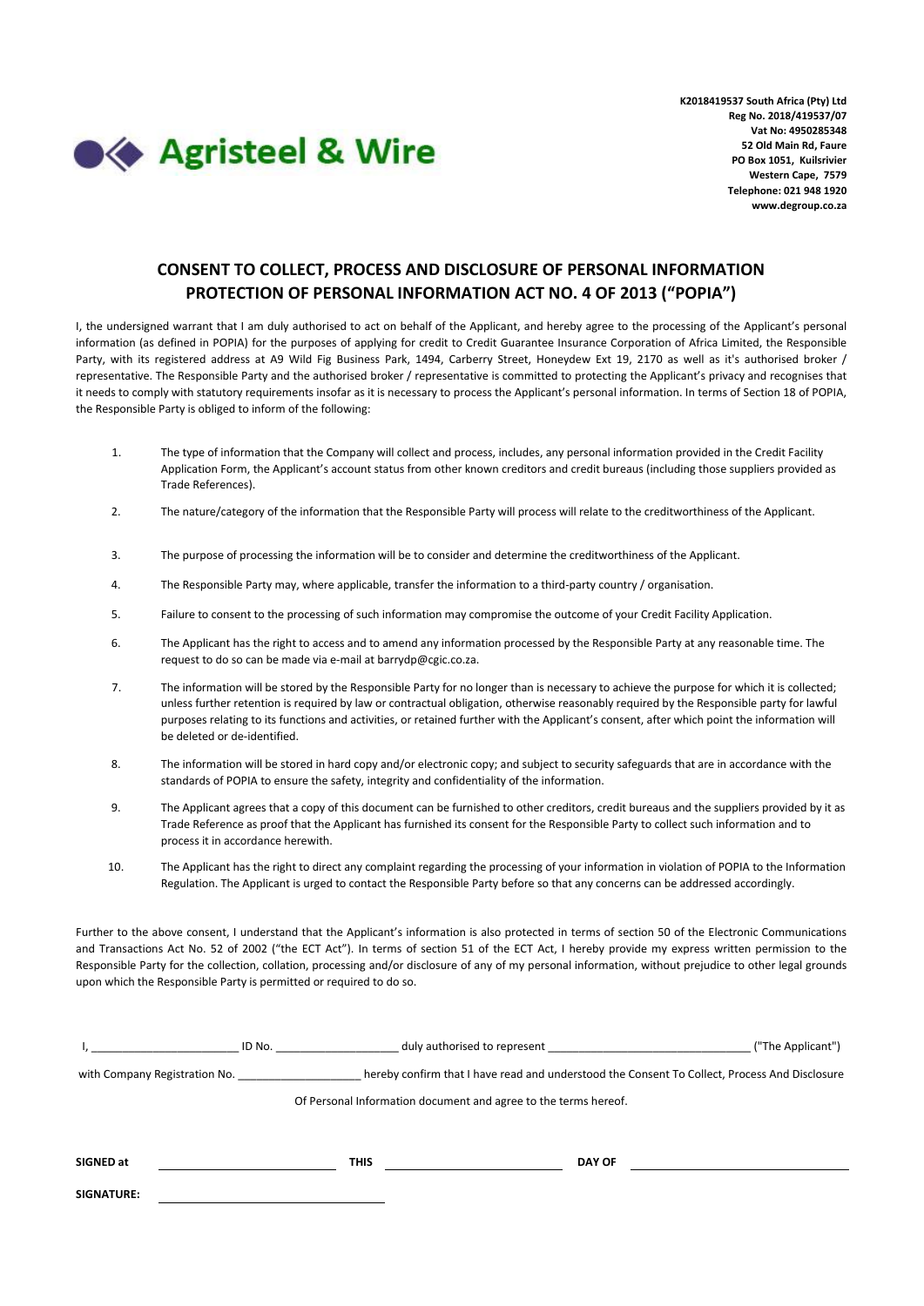Agristeel & Wire

**K2018419537 South Africa (Pty) Ltd**
**Reg No. 2018/419537/07**
**Vat No: 4950285348**
**52 Old Main Rd, Faure**
**PO Box 1051, Kuilsrivier**
**Western Cape, 7579**
**Telephone: 021 948 1920**
**www.degroup.co.za**

# CONSENT TO COLLECT, PROCESS AND DISCLOSURE OF PERSONAL INFORMATION PROTECTION OF PERSONAL INFORMATION ACT NO. 4 OF 2013 ("POPIA")

I, the undersigned warrant that I am duly authorised to act on behalf of the Applicant, and hereby agree to the processing of the Applicant's personal information (as defined in POPIA) for the purposes of applying for credit to Credit Guarantee Insurance Corporation of Africa Limited, the Responsible Party, with its registered address at A9 Wild Fig Business Park, 1494, Carberry Street, Honeydew Ext 19, 2170 as well as it's authorised broker / representative. The Responsible Party and the authorised broker / representative is committed to protecting the Applicant's privacy and recognises that it needs to comply with statutory requirements insofar as it is necessary to process the Applicant's personal information. In terms of Section 18 of POPIA, the Responsible Party is obliged to inform of the following:

1. The type of information that the Company will collect and process, includes, any personal information provided in the Credit Facility Application Form, the Applicant's account status from other known creditors and credit bureaus (including those suppliers provided as Trade References).
2. The nature/category of the information that the Responsible Party will process will relate to the creditworthiness of the Applicant.
3. The purpose of processing the information will be to consider and determine the creditworthiness of the Applicant.
4. The Responsible Party may, where applicable, transfer the information to a third-party country / organisation.
5. Failure to consent to the processing of such information may compromise the outcome of your Credit Facility Application.
6. The Applicant has the right to access and to amend any information processed by the Responsible Party at any reasonable time. The request to do so can be made via e-mail at barrydp@cgic.co.za.
7. The information will be stored by the Responsible Party for no longer than is necessary to achieve the purpose for which it is collected; unless further retention is required by law or contractual obligation, otherwise reasonably required by the Responsible party for lawful purposes relating to its functions and activities, or retained further with the Applicant's consent, after which point the information will be deleted or de-identified.
8. The information will be stored in hard copy and/or electronic copy; and subject to security safeguards that are in accordance with the standards of POPIA to ensure the safety, integrity and confidentiality of the information.
9. The Applicant agrees that a copy of this document can be furnished to other creditors, credit bureaus and the suppliers provided by it as Trade Reference as proof that the Applicant has furnished its consent for the Responsible Party to collect such information and to process it in accordance herewith.
10. The Applicant has the right to direct any complaint regarding the processing of your information in violation of POPIA to the Information Regulation. The Applicant is urged to contact the Responsible Party before so that any concerns can be addressed accordingly.

Further to the above consent, I understand that the Applicant's information is also protected in terms of section 50 of the Electronic Communications and Transactions Act No. 52 of 2002 ("the ECT Act"). In terms of section 51 of the ECT Act, I hereby provide my express written permission to the Responsible Party for the collection, collation, processing and/or disclosure of any of my personal information, without prejudice to other legal grounds upon which the Responsible Party is permitted or required to do so.

I, _______________________ ID No. ___________________ duly authorised to represent _______________________________ ("The Applicant")

with Company Registration No. ___________________ hereby confirm that I have read and understood the Consent To Collect, Process And Disclosure Of Personal Information document and agree to the terms hereof.

**SIGNED at** ____________________ **THIS** ____________________ **DAY OF** ____________________

**SIGNATURE:** ____________________